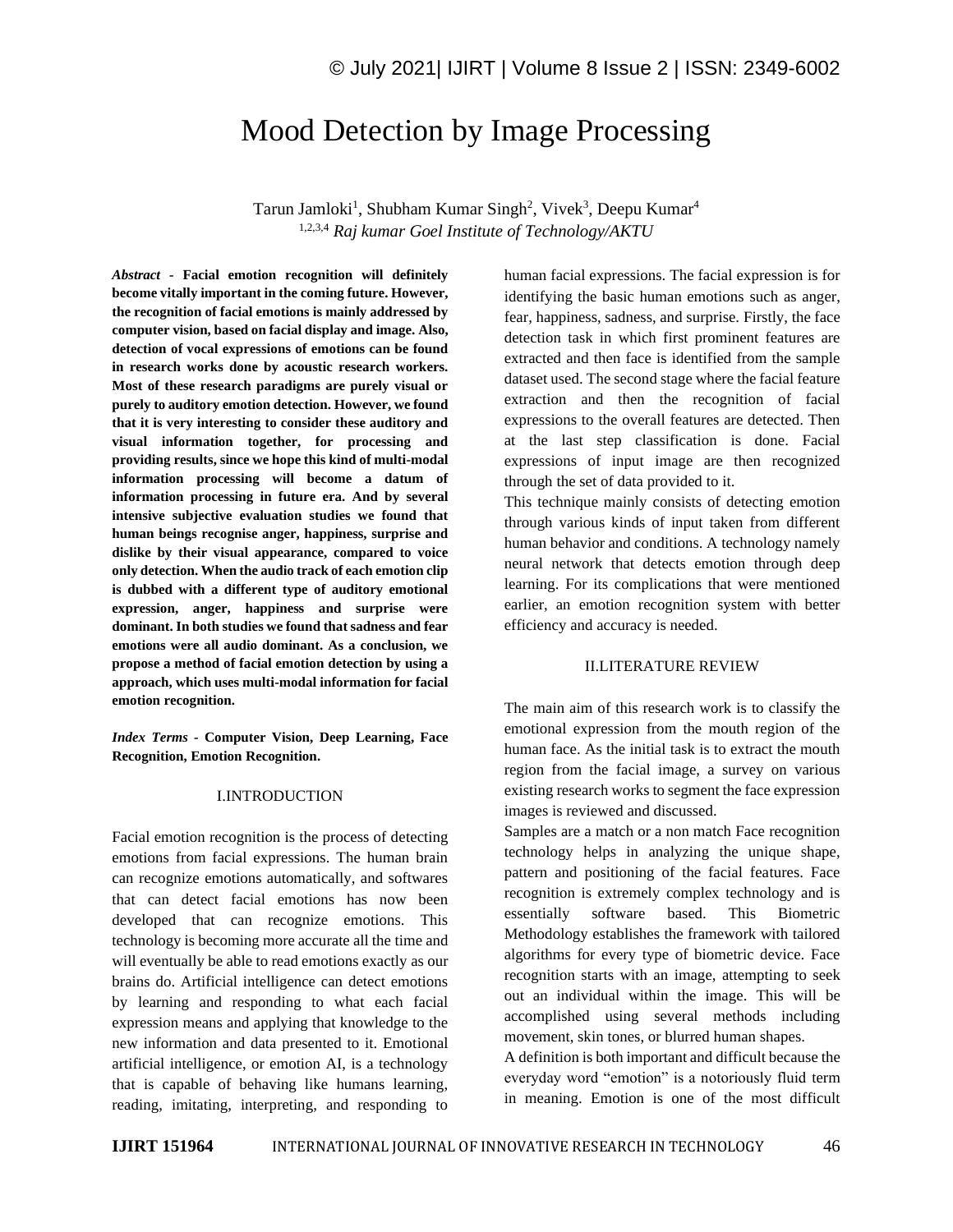# Mood Detection by Image Processing

Tarun Jamloki[1], Shubham Kumar Singh[2], Vivek[3], Deepu Kumar[4]

[1,2,3,4] *Raj kumar Goel Institute of Technology/AKTU*

***Abstract* - Facial emotion recognition will definitely become vitally important in the coming future. However, the recognition of facial emotions is mainly addressed by computer vision, based on facial display and image. Also, detection of vocal expressions of emotions can be found in research works done by acoustic research workers. Most of these research paradigms are purely visual or purely to auditory emotion detection. However, we found that it is very interesting to consider these auditory and visual information together, for processing and providing results, since we hope this kind of multi-modal information processing will become a datum of information processing in future era. And by several intensive subjective evaluation studies we found that human beings recognise anger, happiness, surprise and dislike by their visual appearance, compared to voice only detection. When the audio track of each emotion clip is dubbed with a different type of auditory emotional expression, anger, happiness and surprise were dominant. In both studies we found that sadness and fear emotions were all audio dominant. As a conclusion, we propose a method of facial emotion detection by using a approach, which uses multi-modal information for facial emotion recognition.**

***Index Terms* - Computer Vision, Deep Learning, Face Recognition, Emotion Recognition.**

## I.INTRODUCTION

Facial emotion recognition is the process of detecting emotions from facial expressions. The human brain can recognize emotions automatically, and softwares that can detect facial emotions has now been developed that can recognize emotions. This technology is becoming more accurate all the time and will eventually be able to read emotions exactly as our brains do. Artificial intelligence can detect emotions by learning and responding to what each facial expression means and applying that knowledge to the new information and data presented to it. Emotional artificial intelligence, or emotion AI, is a technology that is capable of behaving like humans learning, reading, imitating, interpreting, and responding to human facial expressions. The facial expression is for identifying the basic human emotions such as anger, fear, happiness, sadness, and surprise. Firstly, the face detection task in which first prominent features are extracted and then face is identified from the sample dataset used. The second stage where the facial feature extraction and then the recognition of facial expressions to the overall features are detected. Then at the last step classification is done. Facial expressions of input image are then recognized through the set of data provided to it.

This technique mainly consists of detecting emotion through various kinds of input taken from different human behavior and conditions. A technology namely neural network that detects emotion through deep learning. For its complications that were mentioned earlier, an emotion recognition system with better efficiency and accuracy is needed.

## II.LITERATURE REVIEW

The main aim of this research work is to classify the emotional expression from the mouth region of the human face. As the initial task is to extract the mouth region from the facial image, a survey on various existing research works to segment the face expression images is reviewed and discussed.

Samples are a match or a non match Face recognition technology helps in analyzing the unique shape, pattern and positioning of the facial features. Face recognition is extremely complex technology and is essentially software based. This Biometric Methodology establishes the framework with tailored algorithms for every type of biometric device. Face recognition starts with an image, attempting to seek out an individual within the image. This will be accomplished using several methods including movement, skin tones, or blurred human shapes.

A definition is both important and difficult because the everyday word "emotion" is a notoriously fluid term in meaning. Emotion is one of the most difficult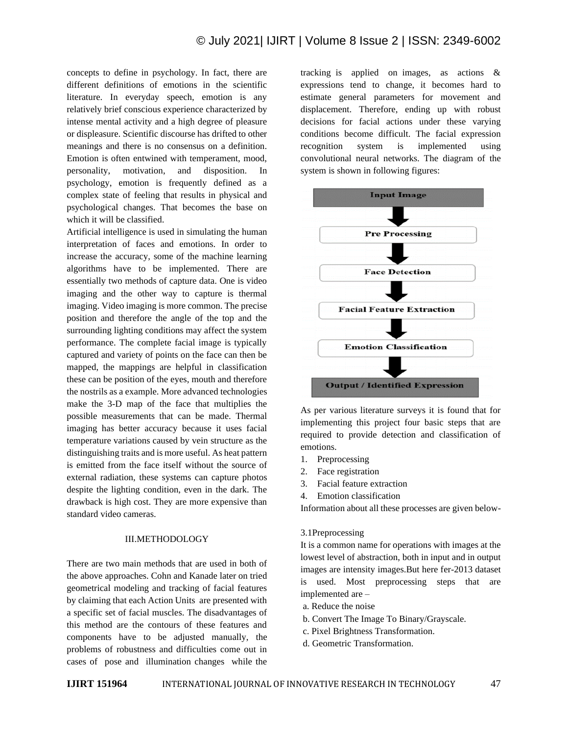concepts to define in psychology. In fact, there are different definitions of emotions in the scientific literature. In everyday speech, emotion is any relatively brief conscious experience characterized by intense mental activity and a high degree of pleasure or displeasure. Scientific discourse has drifted to other meanings and there is no consensus on a definition. Emotion is often entwined with temperament, mood, personality, motivation, and disposition. In psychology, emotion is frequently defined as a complex state of feeling that results in physical and psychological changes. That becomes the base on which it will be classified.

Artificial intelligence is used in simulating the human interpretation of faces and emotions. In order to increase the accuracy, some of the machine learning algorithms have to be implemented. There are essentially two methods of capture data. One is video imaging and the other way to capture is thermal imaging. Video imaging is more common. The precise position and therefore the angle of the top and the surrounding lighting conditions may affect the system performance. The complete facial image is typically captured and variety of points on the face can then be mapped, the mappings are helpful in classification these can be position of the eyes, mouth and therefore the nostrils as a example. More advanced technologies make the 3-D map of the face that multiplies the possible measurements that can be made. Thermal imaging has better accuracy because it uses facial temperature variations caused by vein structure as the distinguishing traits and is more useful. As heat pattern is emitted from the face itself without the source of external radiation, these systems can capture photos despite the lighting condition, even in the dark. The drawback is high cost. They are more expensive than standard video cameras.

## III.METHODOLOGY

There are two main methods that are used in both of the above approaches. Cohn and Kanade later on tried geometrical modeling and tracking of facial features by claiming that each Action Units are presented with a specific set of facial muscles. The disadvantages of this method are the contours of these features and components have to be adjusted manually, the problems of robustness and difficulties come out in cases of pose and illumination changes while the tracking is applied on images, as actions & expressions tend to change, it becomes hard to estimate general parameters for movement and displacement. Therefore, ending up with robust decisions for facial actions under these varying conditions become difficult. The facial expression recognition system is implemented using convolutional neural networks. The diagram of the system is shown in following figures:

As per various literature surveys it is found that for implementing this project four basic steps that are required to provide detection and classification of emotions.

1. Preprocessing
2. Face registration
3. Facial feature extraction
4. Emotion classification

Information about all these processes are given below-

### 3.1Preprocessing

It is a common name for operations with images at the lowest level of abstraction, both in input and in output images are intensity images.But here fer-2013 dataset is used. Most preprocessing steps that are implemented are –

a. Reduce the noise
b. Convert The Image To Binary/Grayscale.
c. Pixel Brightness Transformation.
d. Geometric Transformation.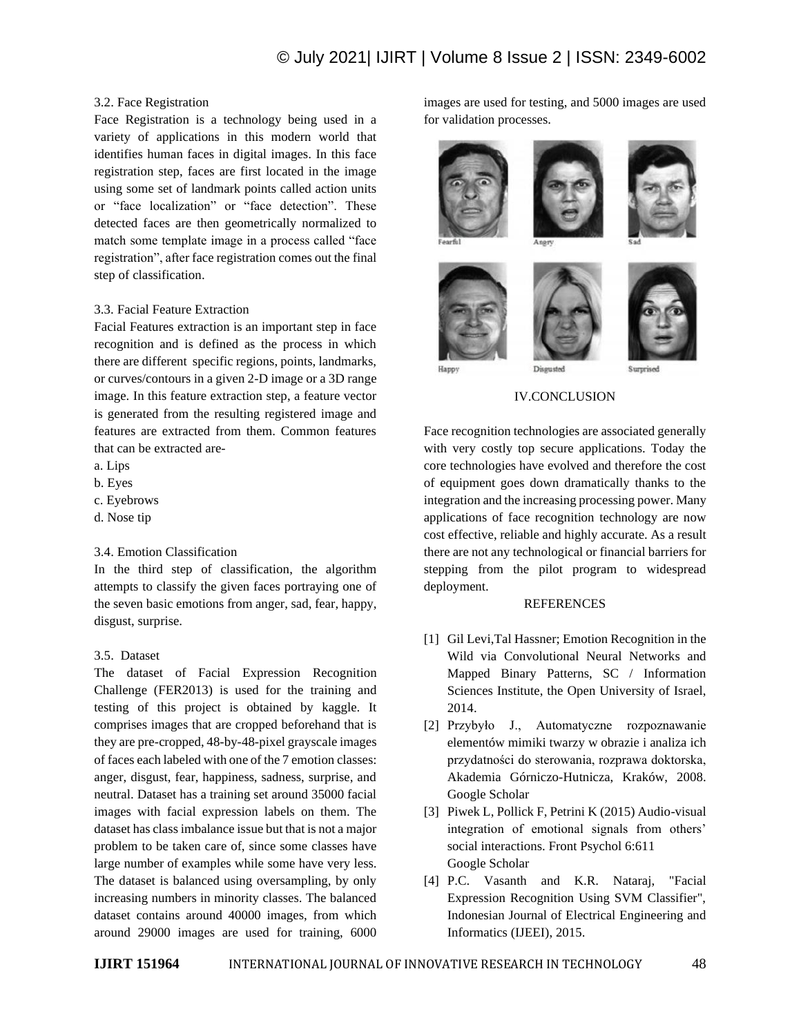### 3.2. Face Registration

Face Registration is a technology being used in a variety of applications in this modern world that identifies human faces in digital images. In this face registration step, faces are first located in the image using some set of landmark points called action units or "face localization" or "face detection". These detected faces are then geometrically normalized to match some template image in a process called "face registration", after face registration comes out the final step of classification.

### 3.3. Facial Feature Extraction

Facial Features extraction is an important step in face recognition and is defined as the process in which there are different specific regions, points, landmarks, or curves/contours in a given 2-D image or a 3D range image. In this feature extraction step, a feature vector is generated from the resulting registered image and features are extracted from them. Common features that can be extracted are-

a. Lips
b. Eyes
c. Eyebrows
d. Nose tip

### 3.4. Emotion Classification

In the third step of classification, the algorithm attempts to classify the given faces portraying one of the seven basic emotions from anger, sad, fear, happy, disgust, surprise.

### 3.5. Dataset

The dataset of Facial Expression Recognition Challenge (FER2013) is used for the training and testing of this project is obtained by kaggle. It comprises images that are cropped beforehand that is they are pre-cropped, 48-by-48-pixel grayscale images of faces each labeled with one of the 7 emotion classes: anger, disgust, fear, happiness, sadness, surprise, and neutral. Dataset has a training set around 35000 facial images with facial expression labels on them. The dataset has class imbalance issue but that is not a major problem to be taken care of, since some classes have large number of examples while some have very less. The dataset is balanced using oversampling, by only increasing numbers in minority classes. The balanced dataset contains around 40000 images, from which around 29000 images are used for training, 6000 images are used for testing, and 5000 images are used for validation processes.

Fearful Angry Sad

Happy Disgusted Surprised

## IV.CONCLUSION

Face recognition technologies are associated generally with very costly top secure applications. Today the core technologies have evolved and therefore the cost of equipment goes down dramatically thanks to the integration and the increasing processing power. Many applications of face recognition technology are now cost effective, reliable and highly accurate. As a result there are not any technological or financial barriers for stepping from the pilot program to widespread deployment.

## REFERENCES

[1] Gil Levi,Tal Hassner; Emotion Recognition in the Wild via Convolutional Neural Networks and Mapped Binary Patterns, SC / Information Sciences Institute, the Open University of Israel, 2014.

[2] Przybyło J., Automatyczne rozpoznawanie elementów mimiki twarzy w obrazie i analiza ich przydatności do sterowania, rozprawa doktorska, Akademia Górniczo-Hutnicza, Kraków, 2008. Google Scholar

[3] Piwek L, Pollick F, Petrini K (2015) Audio-visual integration of emotional signals from others' social interactions. Front Psychol 6:611 Google Scholar

[4] P.C. Vasanth and K.R. Nataraj, "Facial Expression Recognition Using SVM Classifier", Indonesian Journal of Electrical Engineering and Informatics (IJEEI), 2015.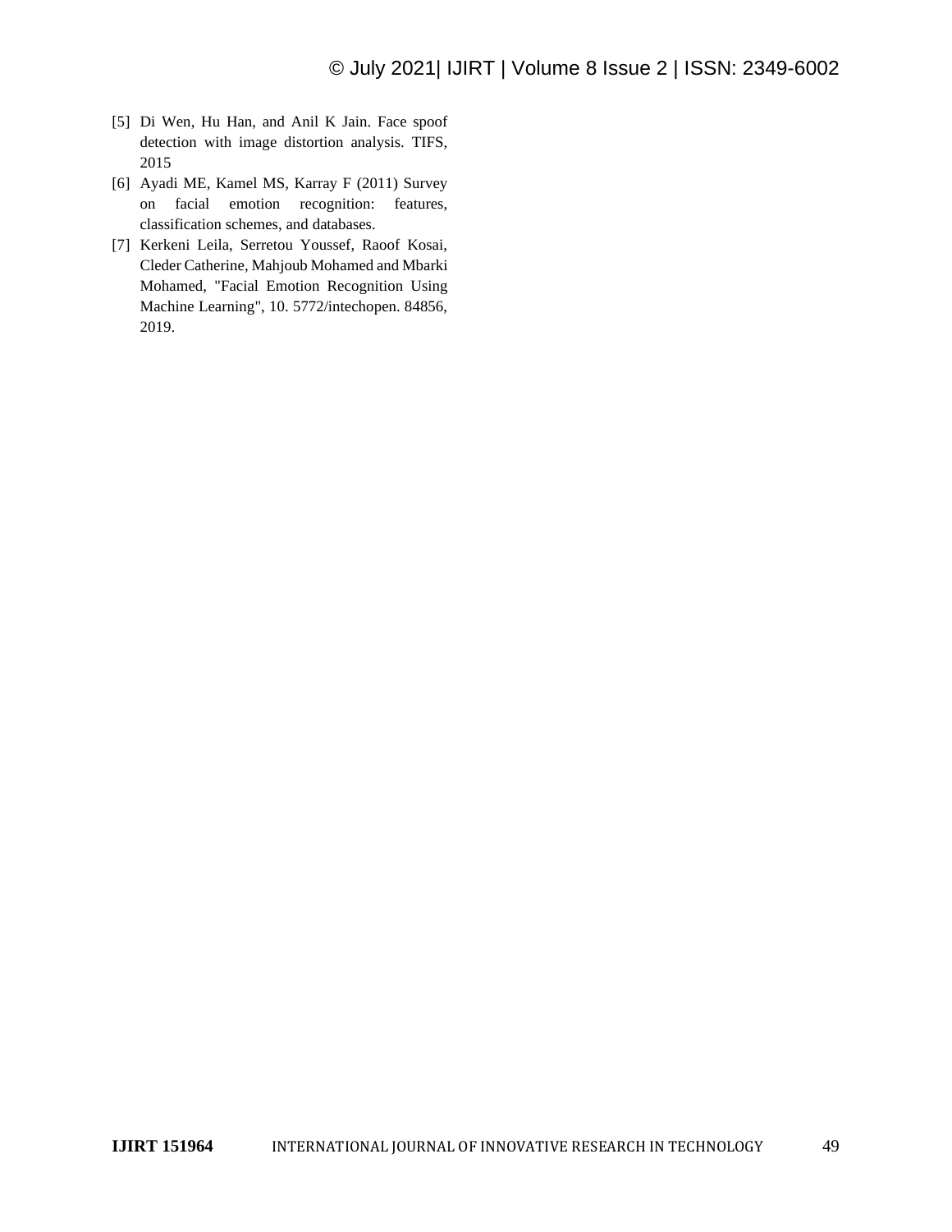[5] Di Wen, Hu Han, and Anil K Jain. Face spoof detection with image distortion analysis. TIFS, 2015

[6] Ayadi ME, Kamel MS, Karray F (2011) Survey on facial emotion recognition: features, classification schemes, and databases.

[7] Kerkeni Leila, Serretou Youssef, Raoof Kosai, Cleder Catherine, Mahjoub Mohamed and Mbarki Mohamed, "Facial Emotion Recognition Using Machine Learning", 10. 5772/intechopen. 84856, 2019.